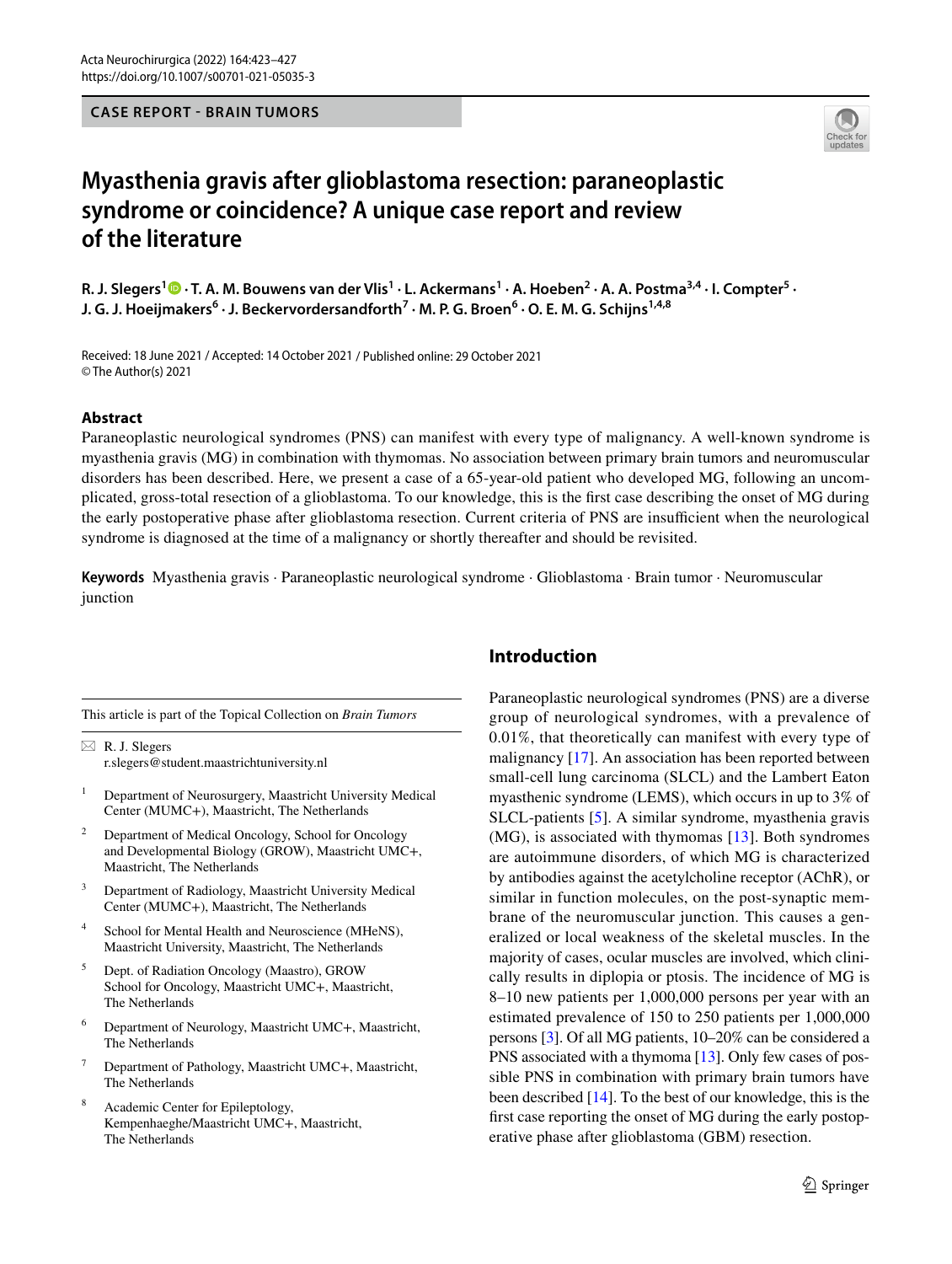CASE REPORT - BRAIN TUMORS

# Myasthenia gravis after glioblastoma resection: paraneoplastic syndrome or coincidence? A unique case report and review of the literature

**R. J. Slegers[1] · T. A. M. Bouwens van der Vlis[1] · L. Ackermans[1] · A. Hoeben[2] · A. A. Postma[3,4] · I. Compter[5] · J. G. J. Hoeijmakers[6] · J. Beckervordersandforth[7] · M. P. G. Broen[6] · O. E. M. G. Schijns[1,4,8]**

Received: 18 June 2021 / Accepted: 14 October 2021 / Published online: 29 October 2021
© The Author(s) 2021

## Abstract

Paraneoplastic neurological syndromes (PNS) can manifest with every type of malignancy. A well-known syndrome is myasthenia gravis (MG) in combination with thymomas. No association between primary brain tumors and neuromuscular disorders has been described. Here, we present a case of a 65-year-old patient who developed MG, following an uncomplicated, gross-total resection of a glioblastoma. To our knowledge, this is the first case describing the onset of MG during the early postoperative phase after glioblastoma resection. Current criteria of PNS are insufficient when the neurological syndrome is diagnosed at the time of a malignancy or shortly thereafter and should be revisited.

**Keywords** Myasthenia gravis · Paraneoplastic neurological syndrome · Glioblastoma · Brain tumor · Neuromuscular junction

This article is part of the Topical Collection on *Brain Tumors*

✉ R. J. Slegers
r.slegers@student.maastrichtuniversity.nl

1. Department of Neurosurgery, Maastricht University Medical Center (MUMC+), Maastricht, The Netherlands
2. Department of Medical Oncology, School for Oncology and Developmental Biology (GROW), Maastricht UMC+, Maastricht, The Netherlands
3. Department of Radiology, Maastricht University Medical Center (MUMC+), Maastricht, The Netherlands
4. School for Mental Health and Neuroscience (MHeNS), Maastricht University, Maastricht, The Netherlands
5. Dept. of Radiation Oncology (Maastro), GROW School for Oncology, Maastricht UMC+, Maastricht, The Netherlands
6. Department of Neurology, Maastricht UMC+, Maastricht, The Netherlands
7. Department of Pathology, Maastricht UMC+, Maastricht, The Netherlands
8. Academic Center for Epileptology, Kempenhaeghe/Maastricht UMC+, Maastricht, The Netherlands

## Introduction

Paraneoplastic neurological syndromes (PNS) are a diverse group of neurological syndromes, with a prevalence of 0.01%, that theoretically can manifest with every type of malignancy [17]. An association has been reported between small-cell lung carcinoma (SLCL) and the Lambert Eaton myasthenic syndrome (LEMS), which occurs in up to 3% of SLCL-patients [5]. A similar syndrome, myasthenia gravis (MG), is associated with thymomas [13]. Both syndromes are autoimmune disorders, of which MG is characterized by antibodies against the acetylcholine receptor (AChR), or similar in function molecules, on the post-synaptic membrane of the neuromuscular junction. This causes a generalized or local weakness of the skeletal muscles. In the majority of cases, ocular muscles are involved, which clinically results in diplopia or ptosis. The incidence of MG is 8–10 new patients per 1,000,000 persons per year with an estimated prevalence of 150 to 250 patients per 1,000,000 persons [3]. Of all MG patients, 10–20% can be considered a PNS associated with a thymoma [13]. Only few cases of possible PNS in combination with primary brain tumors have been described [14]. To the best of our knowledge, this is the first case reporting the onset of MG during the early postoperative phase after glioblastoma (GBM) resection.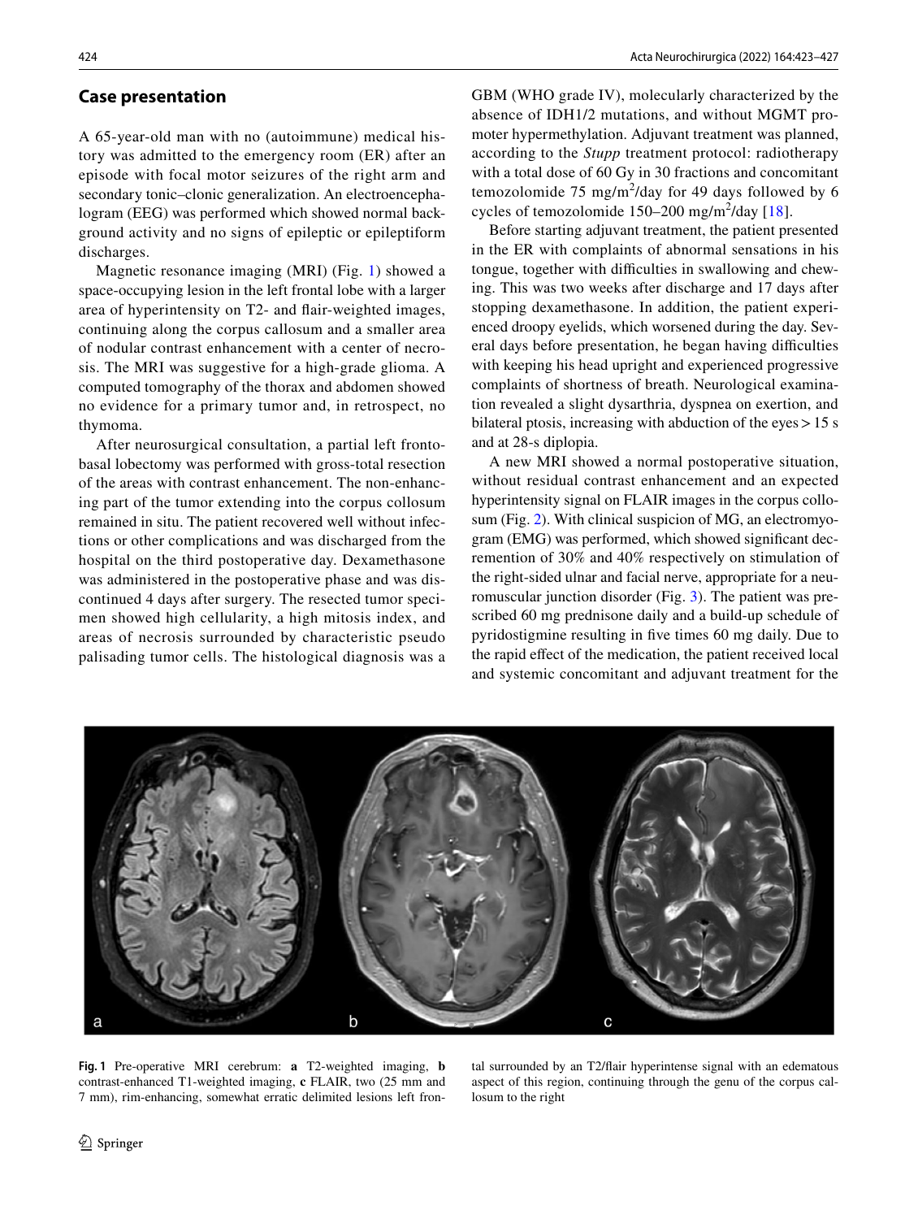## Case presentation

A 65-year-old man with no (autoimmune) medical history was admitted to the emergency room (ER) after an episode with focal motor seizures of the right arm and secondary tonic–clonic generalization. An electroencephalogram (EEG) was performed which showed normal background activity and no signs of epileptic or epileptiform discharges.

Magnetic resonance imaging (MRI) (Fig. 1) showed a space-occupying lesion in the left frontal lobe with a larger area of hyperintensity on T2- and flair-weighted images, continuing along the corpus callosum and a smaller area of nodular contrast enhancement with a center of necrosis. The MRI was suggestive for a high-grade glioma. A computed tomography of the thorax and abdomen showed no evidence for a primary tumor and, in retrospect, no thymoma.

After neurosurgical consultation, a partial left frontobasal lobectomy was performed with gross-total resection of the areas with contrast enhancement. The non-enhancing part of the tumor extending into the corpus collosum remained in situ. The patient recovered well without infections or other complications and was discharged from the hospital on the third postoperative day. Dexamethasone was administered in the postoperative phase and was discontinued 4 days after surgery. The resected tumor specimen showed high cellularity, a high mitosis index, and areas of necrosis surrounded by characteristic pseudo palisading tumor cells. The histological diagnosis was a GBM (WHO grade IV), molecularly characterized by the absence of IDH1/2 mutations, and without MGMT promoter hypermethylation. Adjuvant treatment was planned, according to the *Stupp* treatment protocol: radiotherapy with a total dose of 60 Gy in 30 fractions and concomitant temozolomide 75 mg/m$^2$/day for 49 days followed by 6 cycles of temozolomide 150–200 mg/m$^2$/day [18].

Before starting adjuvant treatment, the patient presented in the ER with complaints of abnormal sensations in his tongue, together with difficulties in swallowing and chewing. This was two weeks after discharge and 17 days after stopping dexamethasone. In addition, the patient experienced droopy eyelids, which worsened during the day. Several days before presentation, he began having difficulties with keeping his head upright and experienced progressive complaints of shortness of breath. Neurological examination revealed a slight dysarthria, dyspnea on exertion, and bilateral ptosis, increasing with abduction of the eyes > 15 s and at 28-s diplopia.

A new MRI showed a normal postoperative situation, without residual contrast enhancement and an expected hyperintensity signal on FLAIR images in the corpus collosum (Fig. 2). With clinical suspicion of MG, an electromyogram (EMG) was performed, which showed significant decrementation of 30% and 40% respectively on stimulation of the right-sided ulnar and facial nerve, appropriate for a neuromuscular junction disorder (Fig. 3). The patient was prescribed 60 mg prednisone daily and a build-up schedule of pyridostigmine resulting in five times 60 mg daily. Due to the rapid effect of the medication, the patient received local and systemic concomitant and adjuvant treatment for the

**Fig. 1** Pre-operative MRI cerebrum: **a** T2-weighted imaging, **b** contrast-enhanced T1-weighted imaging, **c** FLAIR, two (25 mm and 7 mm), rim-enhancing, somewhat erratic delimited lesions left frontal surrounded by an T2/flair hyperintense signal with an edematous aspect of this region, continuing through the genu of the corpus callosum to the right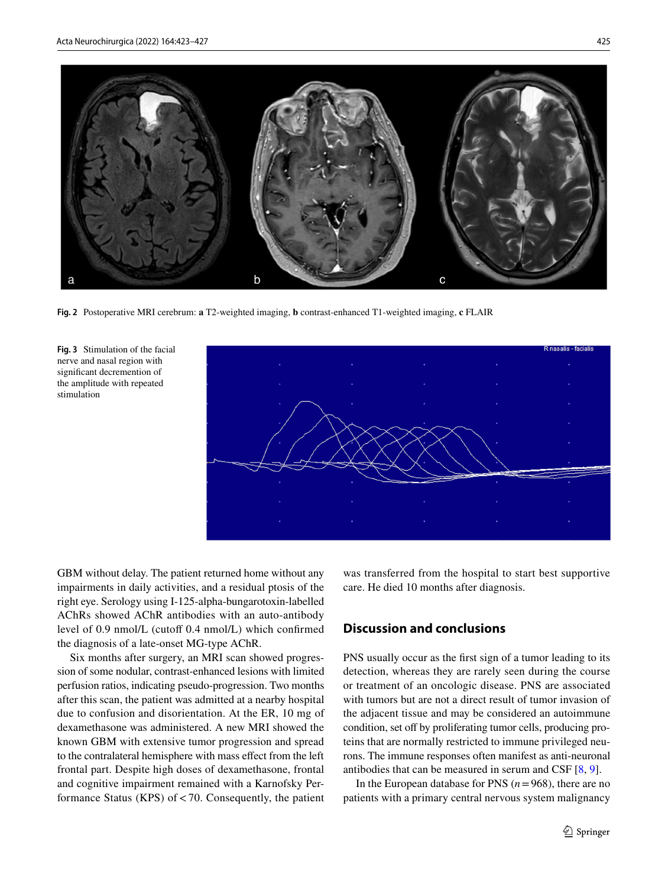Fig. 2 Postoperative MRI cerebrum: **a** T2-weighted imaging, **b** contrast-enhanced T1-weighted imaging, **c** FLAIR

Fig. 3 Stimulation of the facial nerve and nasal region with significant decremention of the amplitude with repeated stimulation

GBM without delay. The patient returned home without any impairments in daily activities, and a residual ptosis of the right eye. Serology using I-125-alpha-bungarotoxin-labelled AChRs showed AChR antibodies with an auto-antibody level of 0.9 nmol/L (cutoff 0.4 nmol/L) which confirmed the diagnosis of a late-onset MG-type AChR.

Six months after surgery, an MRI scan showed progression of some nodular, contrast-enhanced lesions with limited perfusion ratios, indicating pseudo-progression. Two months after this scan, the patient was admitted at a nearby hospital due to confusion and disorientation. At the ER, 10 mg of dexamethasone was administered. A new MRI showed the known GBM with extensive tumor progression and spread to the contralateral hemisphere with mass effect from the left frontal part. Despite high doses of dexamethasone, frontal and cognitive impairment remained with a Karnofsky Performance Status (KPS) of < 70. Consequently, the patient was transferred from the hospital to start best supportive care. He died 10 months after diagnosis.

## Discussion and conclusions

PNS usually occur as the first sign of a tumor leading to its detection, whereas they are rarely seen during the course or treatment of an oncologic disease. PNS are associated with tumors but are not a direct result of tumor invasion of the adjacent tissue and may be considered an autoimmune condition, set off by proliferating tumor cells, producing proteins that are normally restricted to immune privileged neurons. The immune responses often manifest as anti-neuronal antibodies that can be measured in serum and CSF [8, 9].

In the European database for PNS ($n = 968$), there are no patients with a primary central nervous system malignancy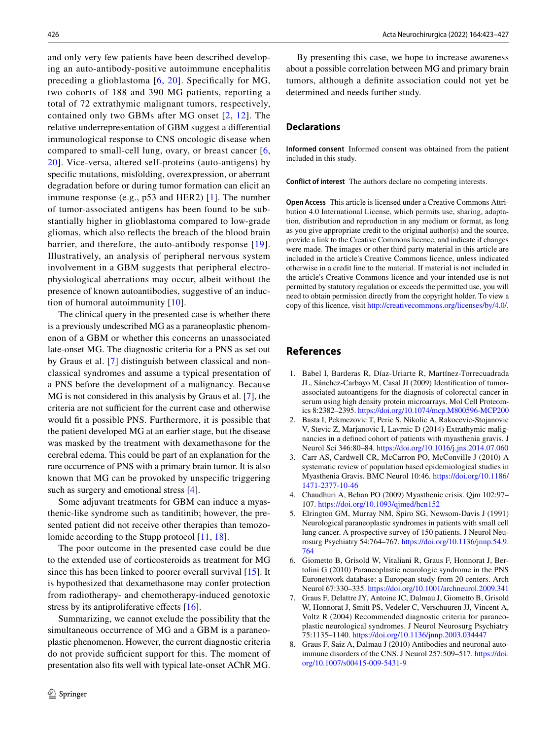and only very few patients have been described developing an auto-antibody-positive autoimmune encephalitis preceding a glioblastoma [6, 20]. Specifically for MG, two cohorts of 188 and 390 MG patients, reporting a total of 72 extrathymic malignant tumors, respectively, contained only two GBMs after MG onset [2, 12]. The relative underrepresentation of GBM suggest a differential immunological response to CNS oncologic disease when compared to small-cell lung, ovary, or breast cancer [6, 20]. Vice-versa, altered self-proteins (auto-antigens) by specific mutations, misfolding, overexpression, or aberrant degradation before or during tumor formation can elicit an immune response (e.g., p53 and HER2) [1]. The number of tumor-associated antigens has been found to be substantially higher in glioblastoma compared to low-grade gliomas, which also reflects the breach of the blood brain barrier, and therefore, the auto-antibody response [19]. Illustratively, an analysis of peripheral nervous system involvement in a GBM suggests that peripheral electrophysiological aberrations may occur, albeit without the presence of known autoantibodies, suggestive of an induction of humoral autoimmunity [10].

The clinical query in the presented case is whether there is a previously undescribed MG as a paraneoplastic phenomenon of a GBM or whether this concerns an unassociated late-onset MG. The diagnostic criteria for a PNS as set out by Graus et al. [7] distinguish between classical and non-classical syndromes and assume a typical presentation of a PNS before the development of a malignancy. Because MG is not considered in this analysis by Graus et al. [7], the criteria are not sufficient for the current case and otherwise would fit a possible PNS. Furthermore, it is possible that the patient developed MG at an earlier stage, but the disease was masked by the treatment with dexamethasone for the cerebral edema. This could be part of an explanation for the rare occurrence of PNS with a primary brain tumor. It is also known that MG can be provoked by unspecific triggering such as surgery and emotional stress [4].

Some adjuvant treatments for GBM can induce a myasthenic-like syndrome such as tanditinib; however, the presented patient did not receive other therapies than temozolomide according to the Stupp protocol [11, 18].

The poor outcome in the presented case could be due to the extended use of corticosteroids as treatment for MG since this has been linked to poorer overall survival [15]. It is hypothesized that dexamethasone may confer protection from radiotherapy- and chemotherapy-induced genotoxic stress by its antiproliferative effects [16].

Summarizing, we cannot exclude the possibility that the simultaneous occurrence of MG and a GBM is a paraneoplastic phenomenon. However, the current diagnostic criteria do not provide sufficient support for this. The moment of presentation also fits well with typical late-onset AChR MG.

By presenting this case, we hope to increase awareness about a possible correlation between MG and primary brain tumors, although a definite association could not yet be determined and needs further study.

## Declarations

**Informed consent** Informed consent was obtained from the patient included in this study.

**Conflict of interest** The authors declare no competing interests.

**Open Access** This article is licensed under a Creative Commons Attribution 4.0 International License, which permits use, sharing, adaptation, distribution and reproduction in any medium or format, as long as you give appropriate credit to the original author(s) and the source, provide a link to the Creative Commons licence, and indicate if changes were made. The images or other third party material in this article are included in the article's Creative Commons licence, unless indicated otherwise in a credit line to the material. If material is not included in the article's Creative Commons licence and your intended use is not permitted by statutory regulation or exceeds the permitted use, you will need to obtain permission directly from the copyright holder. To view a copy of this licence, visit http://creativecommons.org/licenses/by/4.0/.

## References

1. Babel I, Barderas R, Díaz-Uriarte R, Martínez-Torrecuadrada JL, Sánchez-Carbayo M, Casal JI (2009) Identification of tumor-associated autoantigens for the diagnosis of colorectal cancer in serum using high density protein microarrays. Mol Cell Proteomics 8:2382–2395. https://doi.org/10.1074/mcp.M800596-MCP200
2. Basta I, Pekmezovic T, Peric S, Nikolic A, Rakocevic-Stojanovic V, Stevic Z, Marjanovic I, Lavrnic D (2014) Extrathymic malignancies in a defined cohort of patients with myasthenia gravis. J Neurol Sci 346:80–84. https://doi.org/10.1016/j.jns.2014.07.060
3. Carr AS, Cardwell CR, McCarron PO, McConville J (2010) A systematic review of population based epidemiological studies in Myasthenia Gravis. BMC Neurol 10:46. https://doi.org/10.1186/1471-2377-10-46
4. Chaudhuri A, Behan PO (2009) Myasthenic crisis. Qjm 102:97–107. https://doi.org/10.1093/qjmed/hcn152
5. Elrington GM, Murray NM, Spiro SG, Newsom-Davis J (1991) Neurological paraneoplastic syndromes in patients with small cell lung cancer. A prospective survey of 150 patients. J Neurol Neurosurg Psychiatry 54:764–767. https://doi.org/10.1136/jnnp.54.9.764
6. Giometto B, Grisold W, Vitaliani R, Graus F, Honnorat J, Bertolini G (2010) Paraneoplastic neurologic syndrome in the PNS Euronetwork database: a European study from 20 centers. Arch Neurol 67:330–335. https://doi.org/10.1001/archneurol.2009.341
7. Graus F, Delattre JY, Antoine JC, Dalmau J, Giometto B, Grisold W, Honnorat J, Smitt PS, Vedeler C, Verschuuren JJ, Vincent A, Voltz R (2004) Recommended diagnostic criteria for paraneoplastic neurological syndromes. J Neurol Neurosurg Psychiatry 75:1135–1140. https://doi.org/10.1136/jnnp.2003.034447
8. Graus F, Saiz A, Dalmau J (2010) Antibodies and neuronal autoimmune disorders of the CNS. J Neurol 257:509–517. https://doi.org/10.1007/s00415-009-5431-9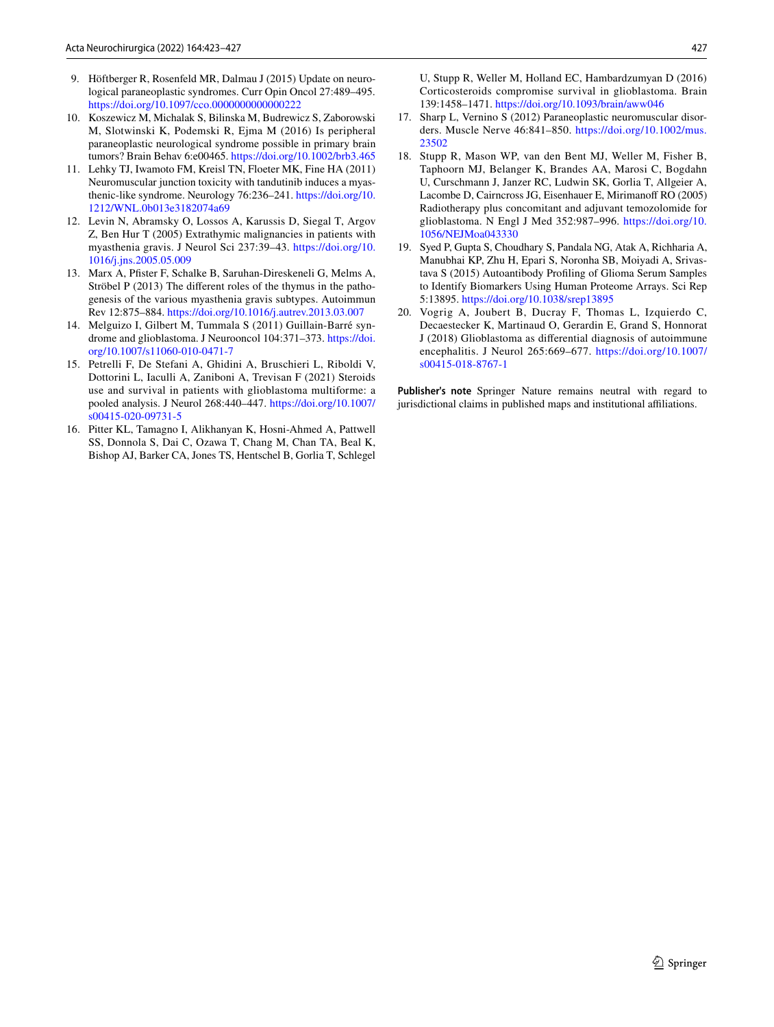9. Höftberger R, Rosenfeld MR, Dalmau J (2015) Update on neurological paraneoplastic syndromes. Curr Opin Oncol 27:489–495. https://doi.org/10.1097/cco.0000000000000222
10. Koszewicz M, Michalak S, Bilinska M, Budrewicz S, Zaborowski M, Slotwinski K, Podemski R, Ejma M (2016) Is peripheral paraneoplastic neurological syndrome possible in primary brain tumors? Brain Behav 6:e00465. https://doi.org/10.1002/brb3.465
11. Lehky TJ, Iwamoto FM, Kreisl TN, Floeter MK, Fine HA (2011) Neuromuscular junction toxicity with tandutinib induces a myasthenic-like syndrome. Neurology 76:236–241. https://doi.org/10.1212/WNL.0b013e3182074a69
12. Levin N, Abramsky O, Lossos A, Karussis D, Siegal T, Argov Z, Ben Hur T (2005) Extrathymic malignancies in patients with myasthenia gravis. J Neurol Sci 237:39–43. https://doi.org/10.1016/j.jns.2005.05.009
13. Marx A, Pfister F, Schalke B, Saruhan-Direskeneli G, Melms A, Ströbel P (2013) The different roles of the thymus in the pathogenesis of the various myasthenia gravis subtypes. Autoimmun Rev 12:875–884. https://doi.org/10.1016/j.autrev.2013.03.007
14. Melguizo I, Gilbert M, Tummala S (2011) Guillain-Barré syndrome and glioblastoma. J Neurooncol 104:371–373. https://doi.org/10.1007/s11060-010-0471-7
15. Petrelli F, De Stefani A, Ghidini A, Bruschieri L, Riboldi V, Dottorini L, Iaculli A, Zaniboni A, Trevisan F (2021) Steroids use and survival in patients with glioblastoma multiforme: a pooled analysis. J Neurol 268:440–447. https://doi.org/10.1007/s00415-020-09731-5
16. Pitter KL, Tamagno I, Alikhanyan K, Hosni-Ahmed A, Pattwell SS, Donnola S, Dai C, Ozawa T, Chang M, Chan TA, Beal K, Bishop AJ, Barker CA, Jones TS, Hentschel B, Gorlia T, Schlegel U, Stupp R, Weller M, Holland EC, Hambardzumyan D (2016) Corticosteroids compromise survival in glioblastoma. Brain 139:1458–1471. https://doi.org/10.1093/brain/aww046
17. Sharp L, Vernino S (2012) Paraneoplastic neuromuscular disorders. Muscle Nerve 46:841–850. https://doi.org/10.1002/mus.23502
18. Stupp R, Mason WP, van den Bent MJ, Weller M, Fisher B, Taphoorn MJ, Belanger K, Brandes AA, Marosi C, Bogdahn U, Curschmann J, Janzer RC, Ludwin SK, Gorlia T, Allgeier A, Lacombe D, Cairncross JG, Eisenhauer E, Mirimanoff RO (2005) Radiotherapy plus concomitant and adjuvant temozolomide for glioblastoma. N Engl J Med 352:987–996. https://doi.org/10.1056/NEJMoa043330
19. Syed P, Gupta S, Choudhary S, Pandala NG, Atak A, Richharia A, Manubhai KP, Zhu H, Epari S, Noronha SB, Moiyadi A, Srivastava S (2015) Autoantibody Profiling of Glioma Serum Samples to Identify Biomarkers Using Human Proteome Arrays. Sci Rep 5:13895. https://doi.org/10.1038/srep13895
20. Vogrig A, Joubert B, Ducray F, Thomas L, Izquierdo C, Decaestecker K, Martinaud O, Gerardin E, Grand S, Honnorat J (2018) Glioblastoma as differential diagnosis of autoimmune encephalitis. J Neurol 265:669–677. https://doi.org/10.1007/s00415-018-8767-1

**Publisher's note** Springer Nature remains neutral with regard to jurisdictional claims in published maps and institutional affiliations.